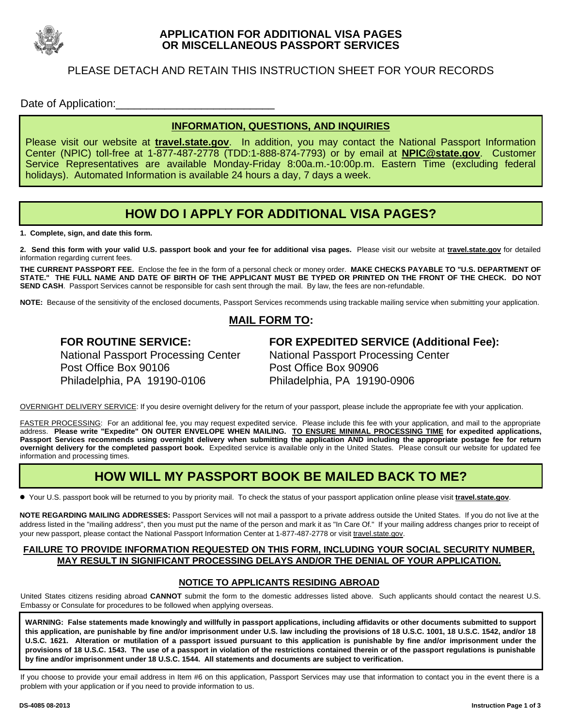# APPLICATION FOR ADDITIONAL VISA PAGES OR MISCELLANEOUS PASSPORT SERVICES

PLEASE DETACH AND RETAIN THIS INSTRUCTION SHEET FOR YOUR RECORDS

Date of Application:___________________________

## INFORMATION, QUESTIONS, AND INQUIRIES

Please visit our website at **travel.state.gov**. In addition, you may contact the National Passport Information Center (NPIC) toll-free at 1-877-487-2778 (TDD:1-888-874-7793) or by email at **NPIC@state.gov**. Customer Service Representatives are available Monday-Friday 8:00a.m.-10:00p.m. Eastern Time (excluding federal holidays). Automated Information is available 24 hours a day, 7 days a week.

## HOW DO I APPLY FOR ADDITIONAL VISA PAGES?

**1. Complete, sign, and date this form.**

**2. Send this form with your valid U.S. passport book and your fee for additional visa pages.** Please visit our website at **travel.state.gov** for detailed information regarding current fees.

**THE CURRENT PASSPORT FEE.** Enclose the fee in the form of a personal check or money order. **MAKE CHECKS PAYABLE TO "U.S. DEPARTMENT OF STATE." THE FULL NAME AND DATE OF BIRTH OF THE APPLICANT MUST BE TYPED OR PRINTED ON THE FRONT OF THE CHECK. DO NOT SEND CASH**. Passport Services cannot be responsible for cash sent through the mail. By law, the fees are non-refundable.

**NOTE:** Because of the sensitivity of the enclosed documents, Passport Services recommends using trackable mailing service when submitting your application.

### MAIL FORM TO:

**FOR ROUTINE SERVICE:**
National Passport Processing Center
Post Office Box 90106
Philadelphia, PA 19190-0106

**FOR EXPEDITED SERVICE (Additional Fee):**
National Passport Processing Center
Post Office Box 90906
Philadelphia, PA 19190-0906

OVERNIGHT DELIVERY SERVICE: If you desire overnight delivery for the return of your passport, please include the appropriate fee with your application.

FASTER PROCESSING: For an additional fee, you may request expedited service. Please include this fee with your application, and mail to the appropriate address. **Please write "Expedite" ON OUTER ENVELOPE WHEN MAILING. TO ENSURE MINIMAL PROCESSING TIME for expedited applications, Passport Services recommends using overnight delivery when submitting the application AND including the appropriate postage fee for return overnight delivery for the completed passport book.** Expedited service is available only in the United States. Please consult our website for updated fee information and processing times.

## HOW WILL MY PASSPORT BOOK BE MAILED BACK TO ME?

- Your U.S. passport book will be returned to you by priority mail. To check the status of your passport application online please visit **travel.state.gov**.

**NOTE REGARDING MAILING ADDRESSES:** Passport Services will not mail a passport to a private address outside the United States. If you do not live at the address listed in the "mailing address", then you must put the name of the person and mark it as "In Care Of." If your mailing address changes prior to receipt of your new passport, please contact the National Passport Information Center at 1-877-487-2778 or visit travel.state.gov.

**FAILURE TO PROVIDE INFORMATION REQUESTED ON THIS FORM, INCLUDING YOUR SOCIAL SECURITY NUMBER, MAY RESULT IN SIGNIFICANT PROCESSING DELAYS AND/OR THE DENIAL OF YOUR APPLICATION.**

### NOTICE TO APPLICANTS RESIDING ABROAD

United States citizens residing abroad **CANNOT** submit the form to the domestic addresses listed above. Such applicants should contact the nearest U.S. Embassy or Consulate for procedures to be followed when applying overseas.

**WARNING: False statements made knowingly and willfully in passport applications, including affidavits or other documents submitted to support this application, are punishable by fine and/or imprisonment under U.S. law including the provisions of 18 U.S.C. 1001, 18 U.S.C. 1542, and/or 18 U.S.C. 1621. Alteration or mutilation of a passport issued pursuant to this application is punishable by fine and/or imprisonment under the provisions of 18 U.S.C. 1543. The use of a passport in violation of the restrictions contained therein or of the passport regulations is punishable by fine and/or imprisonment under 18 U.S.C. 1544. All statements and documents are subject to verification.**

If you choose to provide your email address in Item #6 on this application, Passport Services may use that information to contact you in the event there is a problem with your application or if you need to provide information to us.

DS-4085 08-2013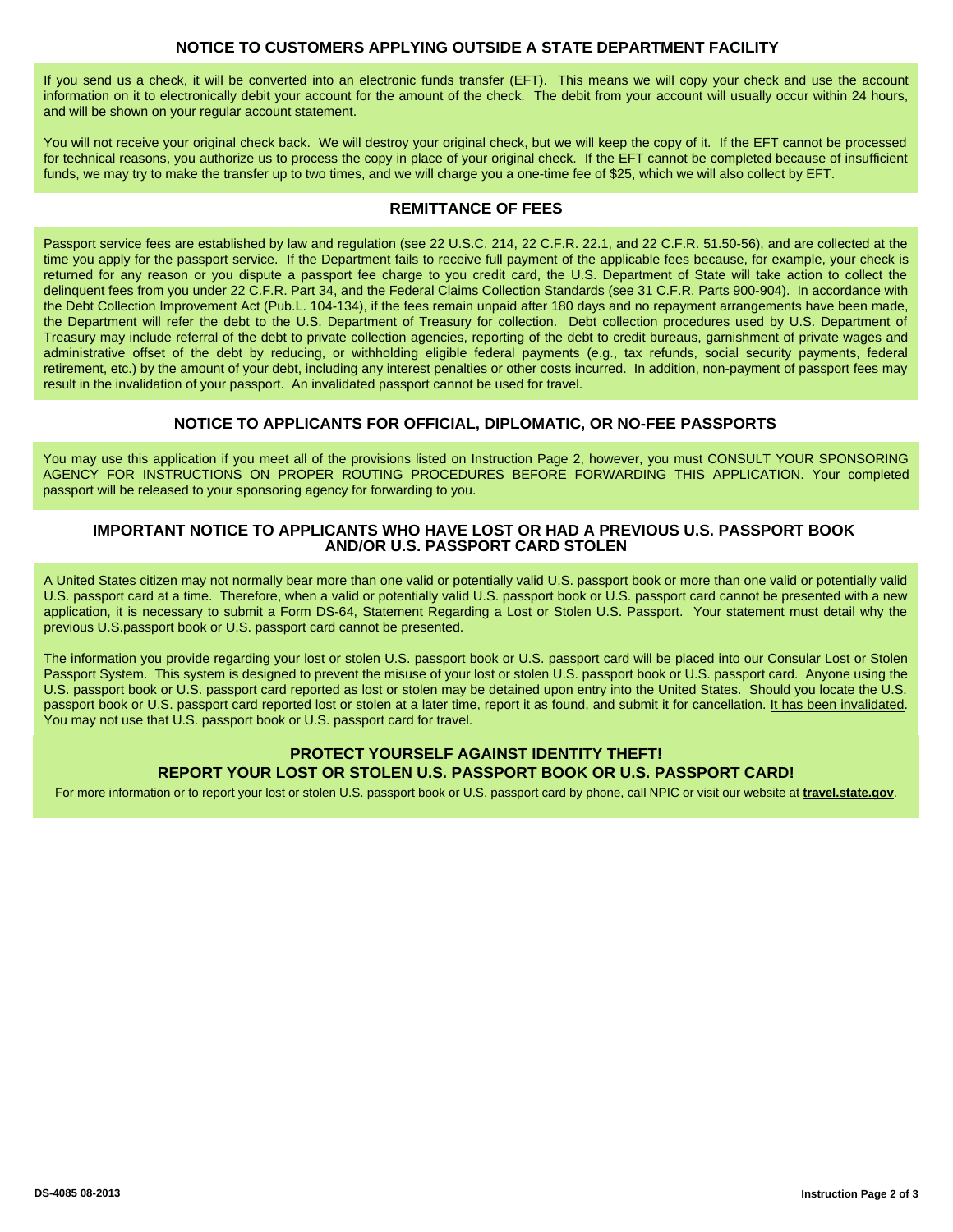## NOTICE TO CUSTOMERS APPLYING OUTSIDE A STATE DEPARTMENT FACILITY

If you send us a check, it will be converted into an electronic funds transfer (EFT). This means we will copy your check and use the account information on it to electronically debit your account for the amount of the check. The debit from your account will usually occur within 24 hours, and will be shown on your regular account statement.

You will not receive your original check back. We will destroy your original check, but we will keep the copy of it. If the EFT cannot be processed for technical reasons, you authorize us to process the copy in place of your original check. If the EFT cannot be completed because of insufficient funds, we may try to make the transfer up to two times, and we will charge you a one-time fee of $25, which we will also collect by EFT.

## REMITTANCE OF FEES

Passport service fees are established by law and regulation (see 22 U.S.C. 214, 22 C.F.R. 22.1, and 22 C.F.R. 51.50-56), and are collected at the time you apply for the passport service. If the Department fails to receive full payment of the applicable fees because, for example, your check is returned for any reason or you dispute a passport fee charge to you credit card, the U.S. Department of State will take action to collect the delinquent fees from you under 22 C.F.R. Part 34, and the Federal Claims Collection Standards (see 31 C.F.R. Parts 900-904). In accordance with the Debt Collection Improvement Act (Pub.L. 104-134), if the fees remain unpaid after 180 days and no repayment arrangements have been made, the Department will refer the debt to the U.S. Department of Treasury for collection. Debt collection procedures used by U.S. Department of Treasury may include referral of the debt to private collection agencies, reporting of the debt to credit bureaus, garnishment of private wages and administrative offset of the debt by reducing, or withholding eligible federal payments (e.g., tax refunds, social security payments, federal retirement, etc.) by the amount of your debt, including any interest penalties or other costs incurred. In addition, non-payment of passport fees may result in the invalidation of your passport. An invalidated passport cannot be used for travel.

## NOTICE TO APPLICANTS FOR OFFICIAL, DIPLOMATIC, OR NO-FEE PASSPORTS

You may use this application if you meet all of the provisions listed on Instruction Page 2, however, you must CONSULT YOUR SPONSORING AGENCY FOR INSTRUCTIONS ON PROPER ROUTING PROCEDURES BEFORE FORWARDING THIS APPLICATION. Your completed passport will be released to your sponsoring agency for forwarding to you.

## IMPORTANT NOTICE TO APPLICANTS WHO HAVE LOST OR HAD A PREVIOUS U.S. PASSPORT BOOK AND/OR U.S. PASSPORT CARD STOLEN

A United States citizen may not normally bear more than one valid or potentially valid U.S. passport book or more than one valid or potentially valid U.S. passport card at a time. Therefore, when a valid or potentially valid U.S. passport book or U.S. passport card cannot be presented with a new application, it is necessary to submit a Form DS-64, Statement Regarding a Lost or Stolen U.S. Passport. Your statement must detail why the previous U.S.passport book or U.S. passport card cannot be presented.

The information you provide regarding your lost or stolen U.S. passport book or U.S. passport card will be placed into our Consular Lost or Stolen Passport System. This system is designed to prevent the misuse of your lost or stolen U.S. passport book or U.S. passport card. Anyone using the U.S. passport book or U.S. passport card reported as lost or stolen may be detained upon entry into the United States. Should you locate the U.S. passport book or U.S. passport card reported lost or stolen at a later time, report it as found, and submit it for cancellation. <u>It has been invalidated</u>. You may not use that U.S. passport book or U.S. passport card for travel.

## PROTECT YOURSELF AGAINST IDENTITY THEFT!
## REPORT YOUR LOST OR STOLEN U.S. PASSPORT BOOK OR U.S. PASSPORT CARD!

For more information or to report your lost or stolen U.S. passport book or U.S. passport card by phone, call NPIC or visit our website at **travel.state.gov**.

DS-4085 08-2013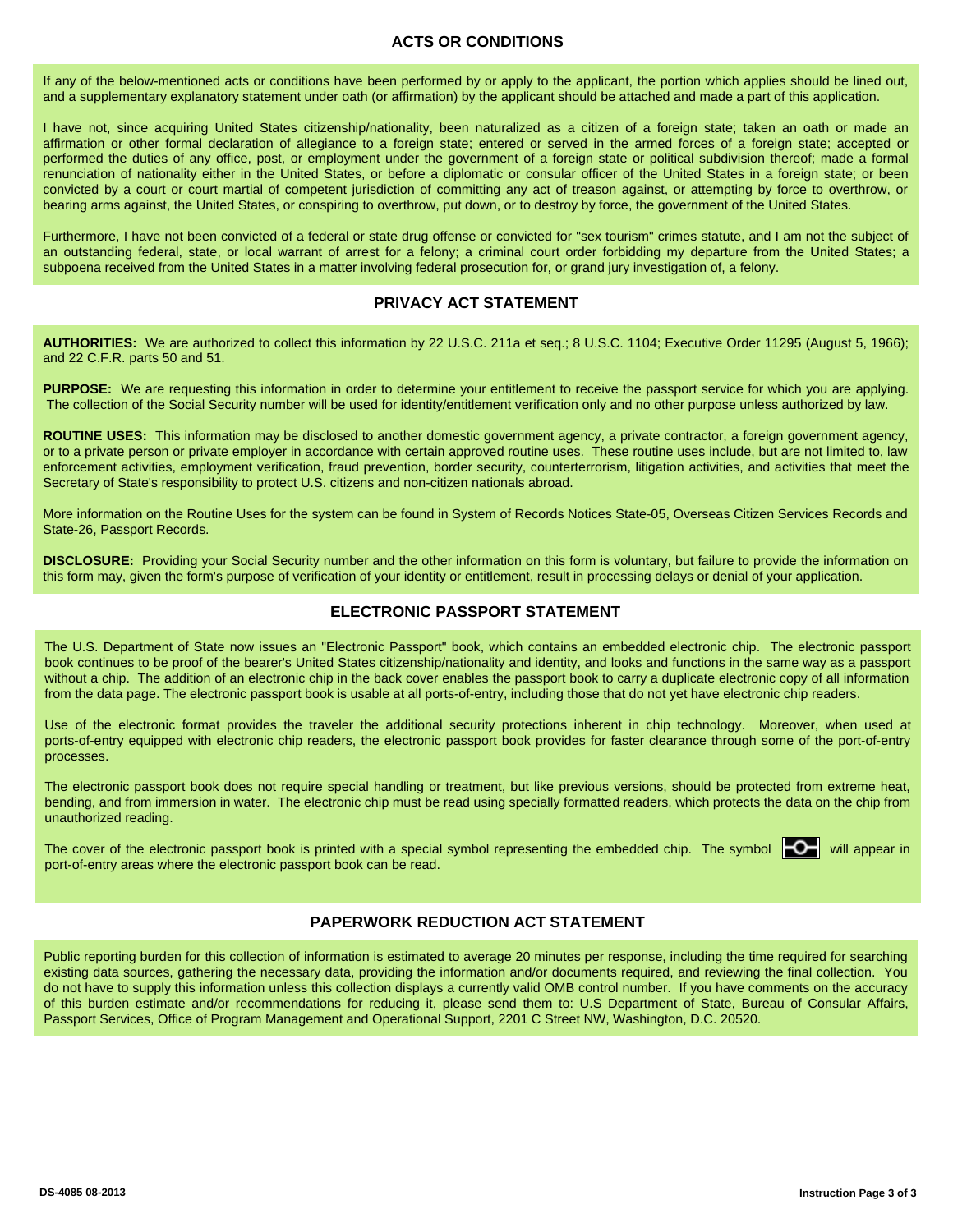## ACTS OR CONDITIONS

If any of the below-mentioned acts or conditions have been performed by or apply to the applicant, the portion which applies should be lined out, and a supplementary explanatory statement under oath (or affirmation) by the applicant should be attached and made a part of this application.

I have not, since acquiring United States citizenship/nationality, been naturalized as a citizen of a foreign state; taken an oath or made an affirmation or other formal declaration of allegiance to a foreign state; entered or served in the armed forces of a foreign state; accepted or performed the duties of any office, post, or employment under the government of a foreign state or political subdivision thereof; made a formal renunciation of nationality either in the United States, or before a diplomatic or consular officer of the United States in a foreign state; or been convicted by a court or court martial of competent jurisdiction of committing any act of treason against, or attempting by force to overthrow, or bearing arms against, the United States, or conspiring to overthrow, put down, or to destroy by force, the government of the United States.

Furthermore, I have not been convicted of a federal or state drug offense or convicted for "sex tourism" crimes statute, and I am not the subject of an outstanding federal, state, or local warrant of arrest for a felony; a criminal court order forbidding my departure from the United States; a subpoena received from the United States in a matter involving federal prosecution for, or grand jury investigation of, a felony.

## PRIVACY ACT STATEMENT

**AUTHORITIES:** We are authorized to collect this information by 22 U.S.C. 211a et seq.; 8 U.S.C. 1104; Executive Order 11295 (August 5, 1966); and 22 C.F.R. parts 50 and 51.

**PURPOSE:** We are requesting this information in order to determine your entitlement to receive the passport service for which you are applying. The collection of the Social Security number will be used for identity/entitlement verification only and no other purpose unless authorized by law.

**ROUTINE USES:** This information may be disclosed to another domestic government agency, a private contractor, a foreign government agency, or to a private person or private employer in accordance with certain approved routine uses. These routine uses include, but are not limited to, law enforcement activities, employment verification, fraud prevention, border security, counterterrorism, litigation activities, and activities that meet the Secretary of State's responsibility to protect U.S. citizens and non-citizen nationals abroad.

More information on the Routine Uses for the system can be found in System of Records Notices State-05, Overseas Citizen Services Records and State-26, Passport Records.

**DISCLOSURE:** Providing your Social Security number and the other information on this form is voluntary, but failure to provide the information on this form may, given the form's purpose of verification of your identity or entitlement, result in processing delays or denial of your application.

## ELECTRONIC PASSPORT STATEMENT

The U.S. Department of State now issues an "Electronic Passport" book, which contains an embedded electronic chip. The electronic passport book continues to be proof of the bearer's United States citizenship/nationality and identity, and looks and functions in the same way as a passport without a chip. The addition of an electronic chip in the back cover enables the passport book to carry a duplicate electronic copy of all information from the data page. The electronic passport book is usable at all ports-of-entry, including those that do not yet have electronic chip readers.

Use of the electronic format provides the traveler the additional security protections inherent in chip technology. Moreover, when used at ports-of-entry equipped with electronic chip readers, the electronic passport book provides for faster clearance through some of the port-of-entry processes.

The electronic passport book does not require special handling or treatment, but like previous versions, should be protected from extreme heat, bending, and from immersion in water. The electronic chip must be read using specially formatted readers, which protects the data on the chip from unauthorized reading.

The cover of the electronic passport book is printed with a special symbol representing the embedded chip. The symbol will appear in port-of-entry areas where the electronic passport book can be read.

## PAPERWORK REDUCTION ACT STATEMENT

Public reporting burden for this collection of information is estimated to average 20 minutes per response, including the time required for searching existing data sources, gathering the necessary data, providing the information and/or documents required, and reviewing the final collection. You do not have to supply this information unless this collection displays a currently valid OMB control number. If you have comments on the accuracy of this burden estimate and/or recommendations for reducing it, please send them to: U.S Department of State, Bureau of Consular Affairs, Passport Services, Office of Program Management and Operational Support, 2201 C Street NW, Washington, D.C. 20520.

DS-4085 08-2013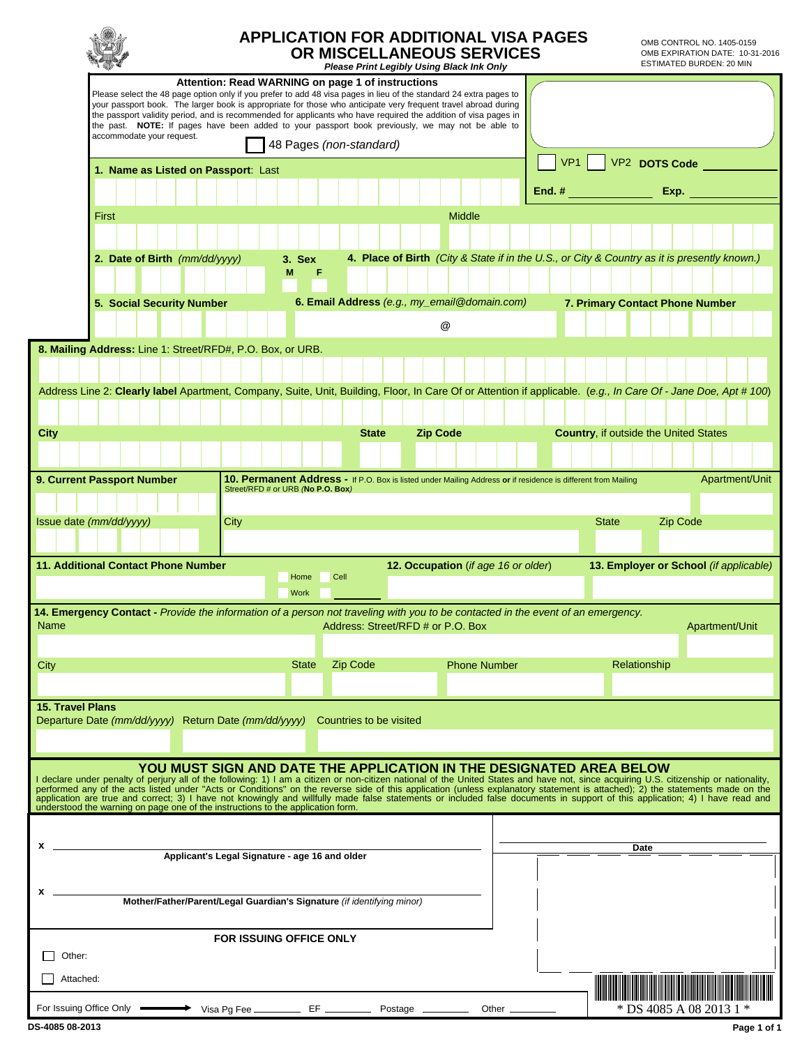# APPLICATION FOR ADDITIONAL VISA PAGES OR MISCELLANEOUS SERVICES

*Please Print Legibly Using Black Ink Only*

OMB CONTROL NO. 1405-0159
OMB EXPIRATION DATE: 10-31-2016
ESTIMATED BURDEN: 20 MIN

**Attention: Read WARNING on page 1 of instructions**

Please select the 48 page option only if you prefer to add 48 visa pages in lieu of the standard 24 extra pages to your passport book. The larger book is appropriate for those who anticipate very frequent travel abroad during the passport validity period, and is recommended for applicants who have required the addition of visa pages in the past. **NOTE:** If pages have been added to your passport book previously, we may not be able to accommodate your request.

☐ 48 Pages *(non-standard)*

☐ VP1 ☐ VP2 **DOTS Code** ______

**End. #** ______ **Exp.** ______

**1. Name as Listed on Passport**: Last

First

Middle

**2. Date of Birth** *(mm/dd/yyyy)*

**3. Sex** M F

**4. Place of Birth** *(City & State if in the U.S., or City & Country as it is presently known.)*

**5. Social Security Number**

**6. Email Address** *(e.g., my_email@domain.com)* @

**7. Primary Contact Phone Number**

**8. Mailing Address:** Line 1: Street/RFD#, P.O. Box, or URB.

Address Line 2: **Clearly label** Apartment, Company, Suite, Unit, Building, Floor, In Care Of or Attention if applicable. *(e.g., In Care Of - Jane Doe, Apt # 100)*

**City** **State** **Zip Code** **Country**, if outside the United States

**9. Current Passport Number**

Issue date *(mm/dd/yyyy)*

**10. Permanent Address -** If P.O. Box is listed under Mailing Address **or** if residence is different from Mailing Street/RFD # or URB (**No P.O. Box**) Apartment/Unit

City State Zip Code

**11. Additional Contact Phone Number** ☐ Home ☐ Cell ☐ Work ☐ ______

**12. Occupation** *(if age 16 or older)*

**13. Employer or School** *(if applicable)*

**14. Emergency Contact -** *Provide the information of a person not traveling with you to be contacted in the event of an emergency.*

Name Address: Street/RFD # or P.O. Box Apartment/Unit

City State Zip Code Phone Number Relationship

**15. Travel Plans**

Departure Date *(mm/dd/yyyy)* Return Date *(mm/dd/yyyy)* Countries to be visited

## YOU MUST SIGN AND DATE THE APPLICATION IN THE DESIGNATED AREA BELOW

I declare under penalty of perjury all of the following: 1) I am a citizen or non-citizen national of the United States and have not, since acquiring U.S. citizenship or nationality, performed any of the acts listed under "Acts or Conditions" on the reverse side of this application (unless explanatory statement is attached); 2) the statements made on the application are true and correct; 3) I have not knowingly and willfully made false statements or included false documents in support of this application; 4) I have read and understood the warning on page one of the instructions to the application form.

x ______________________________
**Applicant's Legal Signature - age 16 and older**

**Date** ______

x ______________________________
**Mother/Father/Parent/Legal Guardian's Signature** *(if identifying minor)*

**FOR ISSUING OFFICE ONLY**

☐ Other:

☐ Attached:

For Issuing Office Only ⟶ Visa Pg Fee ______ EF ______ Postage ______ Other ______

\* DS 4085 A 08 2013 1 \*

DS-4085 08-2013